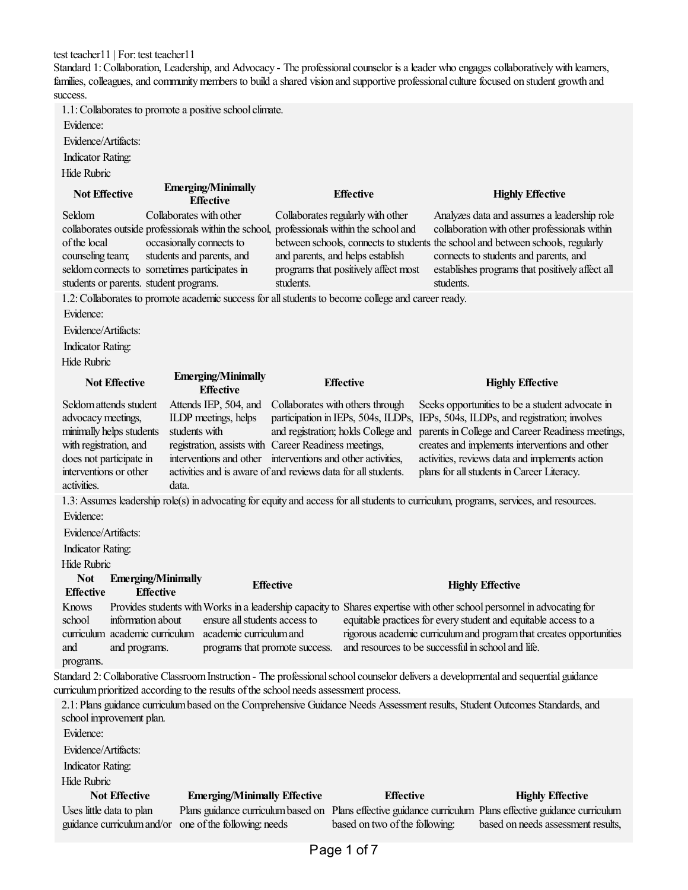test teacher11 | For: test teacher11

Standard 1: Collaboration, Leadership, and Advocacy - The professional counselor is a leader who engages collaboratively with learners, families, colleagues, and community members to build a shared vision and supportive professional culture focused on student growth and success.

1.1: Collaborates to promote a positive school climate.

Evidence:

Evidence/Artifacts:

Indicator Rating:

Hide Rubric

| Not Effective | Emerging/Minimally Effective | Effective | Highly Effective |
| --- | --- | --- | --- |
| Seldom collaborates outside of the local counseling team; seldom connects to students or parents. | Collaborates with other professionals within the school, occasionally connects to students and parents, and sometimes participates in student programs. | Collaborates regularly with other professionals within the school and between schools, connects to students and parents, and helps establish programs that positively affect most students. | Analyzes data and assumes a leadership role collaboration with other professionals within the school and between schools, regularly connects to students and parents, and establishes programs that positively affect all students. |

1.2: Collaborates to promote academic success for all students to become college and career ready.

Evidence:

Evidence/Artifacts:

Indicator Rating:

Hide Rubric

| Not Effective | Emerging/Minimally Effective | Effective | Highly Effective |
| --- | --- | --- | --- |
| Seldom attends student advocacy meetings, minimally helps students with registration, and does not participate in interventions or other activities. | Attends IEP, 504, and ILDP meetings, helps students with registration, assists with interventions and other activities and is aware of data. | Collaborates with others through participation in IEPs, 504s, ILDPs, and registration; holds College and Career Readiness meetings, interventions and other activities, and reviews data for all students. | Seeks opportunities to be a student advocate in IEPs, 504s, ILDPs, and registration; involves parents in College and Career Readiness meetings, creates and implements interventions and other activities, reviews data and implements action plans for all students in Career Literacy. |

1.3: Assumes leadership role(s) in advocating for equity and access for all students to curriculum, programs, services, and resources.

Evidence:

Evidence/Artifacts:

Indicator Rating:

Hide Rubric

| Not Effective | Emerging/Minimally Effective | Effective | Highly Effective |
| --- | --- | --- | --- |
| Knows school curriculum and programs. | Provides students with information about academic curriculum and programs. | Works in a leadership capacity to ensure all students access to academic curriculum and programs that promote success. | Shares expertise with other school personnel in advocating for equitable practices for every student and equitable access to a rigorous academic curriculum and program that creates opportunities and resources to be successful in school and life. |

Standard 2: Collaborative Classroom Instruction - The professional school counselor delivers a developmental and sequential guidance curriculum prioritized according to the results of the school needs assessment process.

2.1: Plans guidance curriculum based on the Comprehensive Guidance Needs Assessment results, Student Outcomes Standards, and school improvement plan.

Evidence:

Evidence/Artifacts:

Indicator Rating:

Hide Rubric

| Not Effective | Emerging/Minimally Effective | Effective | Highly Effective |
| --- | --- | --- | --- |
| Uses little data to plan guidance curriculum and/or | Plans guidance curriculum based on one of the following: needs | Plans effective guidance curriculum based on two of the following: | Plans effective guidance curriculum based on needs assessment results, |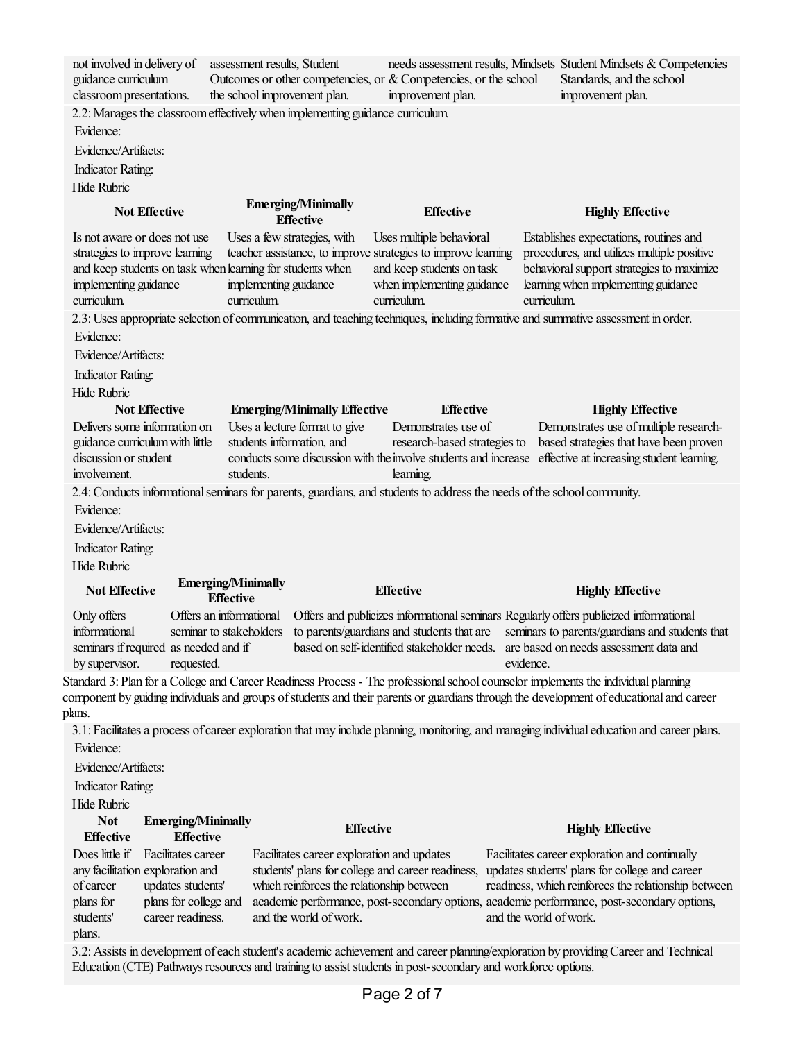| not involved in delivery of guidance curriculum classroom presentations. | assessment results, Student Outcomes or other competencies, or the school improvement plan. | needs assessment results, Mindsets & Competencies, or the school improvement plan. | Student Mindsets & Competencies Standards, and the school improvement plan. |
|---|---|---|---|

2.2: Manages the classroom effectively when implementing guidance curriculum.

Evidence:

Evidence/Artifacts:

Indicator Rating:

Hide Rubric

| Not Effective | Emerging/Minimally Effective | Effective | Highly Effective |
|---|---|---|---|
| Is not aware or does not use strategies to improve learning and keep students on task when implementing guidance curriculum. | Uses a few strategies, with teacher assistance, to improve learning for students when implementing guidance curriculum. | Uses multiple behavioral strategies to improve learning and keep students on task when implementing guidance curriculum. | Establishes expectations, routines and procedures, and utilizes multiple positive behavioral support strategies to maximize learning when implementing guidance curriculum. |

2.3: Uses appropriate selection of communication, and teaching techniques, including formative and summative assessment in order.

Evidence:

Evidence/Artifacts:

Indicator Rating:

Hide Rubric

| Not Effective | Emerging/Minimally Effective | Effective | Highly Effective |
|---|---|---|---|
| Delivers some information on guidance curriculum with little discussion or student involvement. | Uses a lecture format to give students information, and conducts some discussion with the students. | Demonstrates use of research-based strategies to involve students and increase learning. | Demonstrates use of multiple research-based strategies that have been proven effective at increasing student learning. |

2.4: Conducts informational seminars for parents, guardians, and students to address the needs of the school community.

Evidence:

Evidence/Artifacts:

Indicator Rating:

Hide Rubric

| Not Effective | Emerging/Minimally Effective | Effective | Highly Effective |
|---|---|---|---|
| Only offers informational seminars if required by supervisor. | Offers an informational seminar to stakeholders as needed and if requested. | Offers and publicizes informational seminars to parents/guardians and students that are based on self-identified stakeholder needs. | Regularly offers publicized informational seminars to parents/guardians and students that are based on needs assessment data and evidence. |

Standard 3: Plan for a College and Career Readiness Process - The professional school counselor implements the individual planning component by guiding individuals and groups of students and their parents or guardians through the development of educational and career plans.

3.1: Facilitates a process of career exploration that may include planning, monitoring, and managing individual education and career plans.

Evidence:

Evidence/Artifacts:

Indicator Rating:

Hide Rubric

| Not Effective | Emerging/Minimally Effective | Effective | Highly Effective |
|---|---|---|---|
| Does little if any facilitation of career plans for students' plans. | Facilitates career exploration and updates students' plans for college and career readiness. | Facilitates career exploration and updates students' plans for college and career readiness, which reinforces the relationship between academic performance, post-secondary options, and the world of work. | Facilitates career exploration and continually updates students' plans for college and career readiness, which reinforces the relationship between academic performance, post-secondary options, and the world of work. |

3.2: Assists in development of each student's academic achievement and career planning/exploration by providing Career and Technical Education (CTE) Pathways resources and training to assist students in post-secondary and workforce options.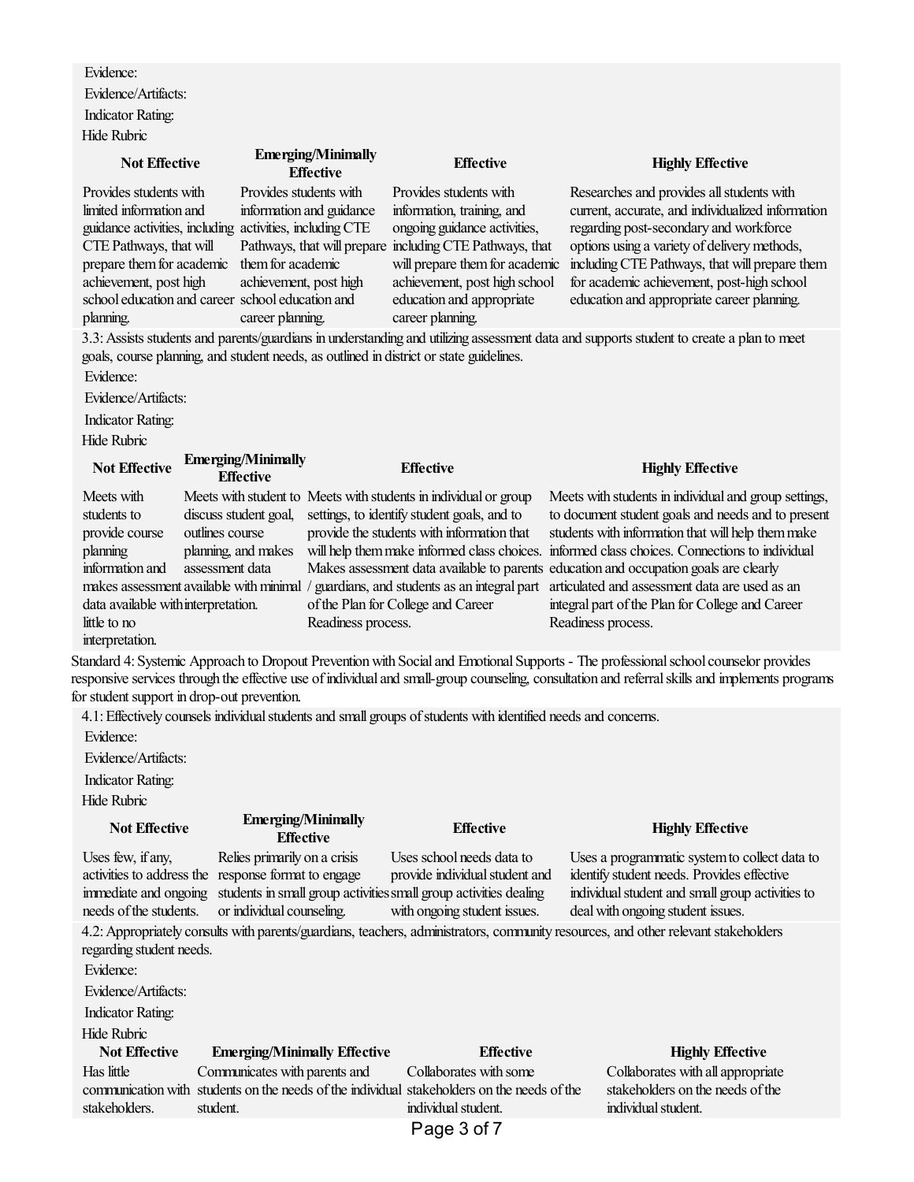Evidence:

Evidence/Artifacts:

Indicator Rating:

Hide Rubric

| Not Effective | Emerging/Minimally Effective | Effective | Highly Effective |
|---|---|---|---|
| Provides students with limited information and guidance activities, including CTE Pathways, that will prepare them for academic achievement, post high school education and career planning. | Provides students with information and guidance activities, including CTE Pathways, that will prepare them for academic achievement, post high school education and career planning. | Provides students with information, training, and ongoing guidance activities, including CTE Pathways, that will prepare them for academic achievement, post high school education and appropriate career planning. | Researches and provides all students with current, accurate, and individualized information regarding post-secondary and workforce options using a variety of delivery methods, including CTE Pathways, that will prepare them for academic achievement, post-high school education and appropriate career planning. |

3.3: Assists students and parents/guardians in understanding and utilizing assessment data and supports student to create a plan to meet goals, course planning, and student needs, as outlined in district or state guidelines.

Evidence:

Evidence/Artifacts:

Indicator Rating:

Hide Rubric

| Not Effective | Emerging/Minimally Effective | Effective | Highly Effective |
|---|---|---|---|
| Meets with students to provide course planning information and makes assessment data available with little to no interpretation. | Meets with student to discuss student goal, outlines course planning, and makes assessment data available with minimal interpretation. | Meets with students in individual or group settings, to identify student goals, and to provide the students with information that will help them make informed class choices. Makes assessment data available to parents / guardians, and students as an integral part of the Plan for College and Career Readiness process. | Meets with students in individual and group settings, to document student goals and needs and to present students with information that will help them make informed class choices. Connections to individual education and occupation goals are clearly articulated and assessment data are used as an integral part of the Plan for College and Career Readiness process. |

Standard 4: Systemic Approach to Dropout Prevention with Social and Emotional Supports - The professional school counselor provides responsive services through the effective use of individual and small-group counseling, consultation and referral skills and implements programs for student support in drop-out prevention.

4.1: Effectively counsels individual students and small groups of students with identified needs and concerns.

Evidence:

Evidence/Artifacts:

Indicator Rating:

Hide Rubric

| Not Effective | Emerging/Minimally Effective | Effective | Highly Effective |
|---|---|---|---|
| Uses few, if any, activities to address the immediate and ongoing needs of the students. | Relies primarily on a crisis response format to engage students in small group activities or individual counseling. | Uses school needs data to provide individual student and small group activities dealing with ongoing student issues. | Uses a programmatic system to collect data to identify student needs. Provides effective individual student and small group activities to deal with ongoing student issues. |

4.2: Appropriately consults with parents/guardians, teachers, administrators, community resources, and other relevant stakeholders regarding student needs.

Evidence:

Evidence/Artifacts:

Indicator Rating:

Hide Rubric

| Not Effective | Emerging/Minimally Effective | Effective | Highly Effective |
|---|---|---|---|
| Has little communication with stakeholders. | Communicates with parents and students on the needs of the individual student. | Collaborates with some stakeholders on the needs of the individual student. | Collaborates with all appropriate stakeholders on the needs of the individual student. |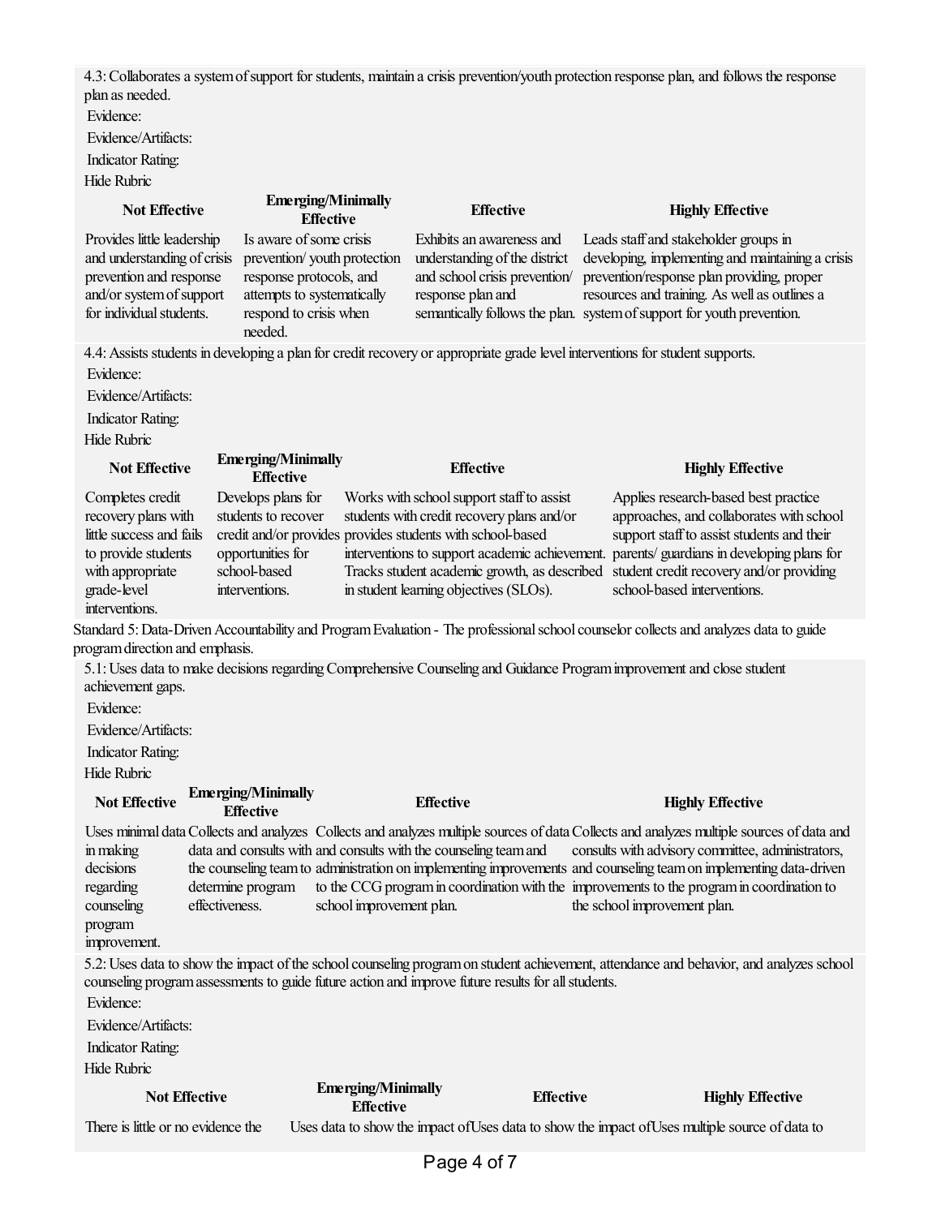4.3: Collaborates a system of support for students, maintain a crisis prevention/youth protection response plan, and follows the response plan as needed.

Evidence:

Evidence/Artifacts:

Indicator Rating:

Hide Rubric

| Not Effective | Emerging/Minimally Effective | Effective | Highly Effective |
|---|---|---|---|
| Provides little leadership and understanding of crisis prevention and response and/or system of support for individual students. | Is aware of some crisis prevention/ youth protection response protocols, and attempts to systematically respond to crisis when needed. | Exhibits an awareness and understanding of the district and school crisis prevention/ response plan and semantically follows the plan. | Leads staff and stakeholder groups in developing, implementing and maintaining a crisis prevention/response plan providing, proper resources and training. As well as outlines a system of support for youth prevention. |

4.4: Assists students in developing a plan for credit recovery or appropriate grade level interventions for student supports.

Evidence:

Evidence/Artifacts:

Indicator Rating:

Hide Rubric

| Not Effective | Emerging/Minimally Effective | Effective | Highly Effective |
|---|---|---|---|
| Completes credit recovery plans with little success and fails to provide students with appropriate grade-level interventions. | Develops plans for students to recover credit and/or provides opportunities for school-based interventions. | Works with school support staff to assist students with credit recovery plans and/or provides students with school-based interventions to support academic achievement. Tracks student academic growth, as described in student learning objectives (SLOs). | Applies research-based best practice approaches, and collaborates with school support staff to assist students and their parents/ guardians in developing plans for student credit recovery and/or providing school-based interventions. |

Standard 5: Data-Driven Accountability and Program Evaluation - The professional school counselor collects and analyzes data to guide program direction and emphasis.

5.1: Uses data to make decisions regarding Comprehensive Counseling and Guidance Program improvement and close student achievement gaps.

Evidence:

Evidence/Artifacts:

Indicator Rating:

Hide Rubric

| Not Effective | Emerging/Minimally Effective | Effective | Highly Effective |
|---|---|---|---|
| Uses minimal data in making decisions regarding counseling program improvement. | Collects and analyzes data and consults with the counseling team to determine program effectiveness. | Collects and analyzes multiple sources of data and consults with the counseling team and administration on implementing improvements to the CCG program in coordination with the school improvement plan. | Collects and analyzes multiple sources of data and consults with advisory committee, administrators, and counseling team on implementing data-driven improvements to the program in coordination to the school improvement plan. |

5.2: Uses data to show the impact of the school counseling program on student achievement, attendance and behavior, and analyzes school counseling program assessments to guide future action and improve future results for all students.

Evidence:

Evidence/Artifacts:

Indicator Rating:

Hide Rubric

| Not Effective | Emerging/Minimally Effective | Effective | Highly Effective |
|---|---|---|---|
| There is little or no evidence the | Uses data to show the impact of | Uses data to show the impact of | Uses multiple source of data to |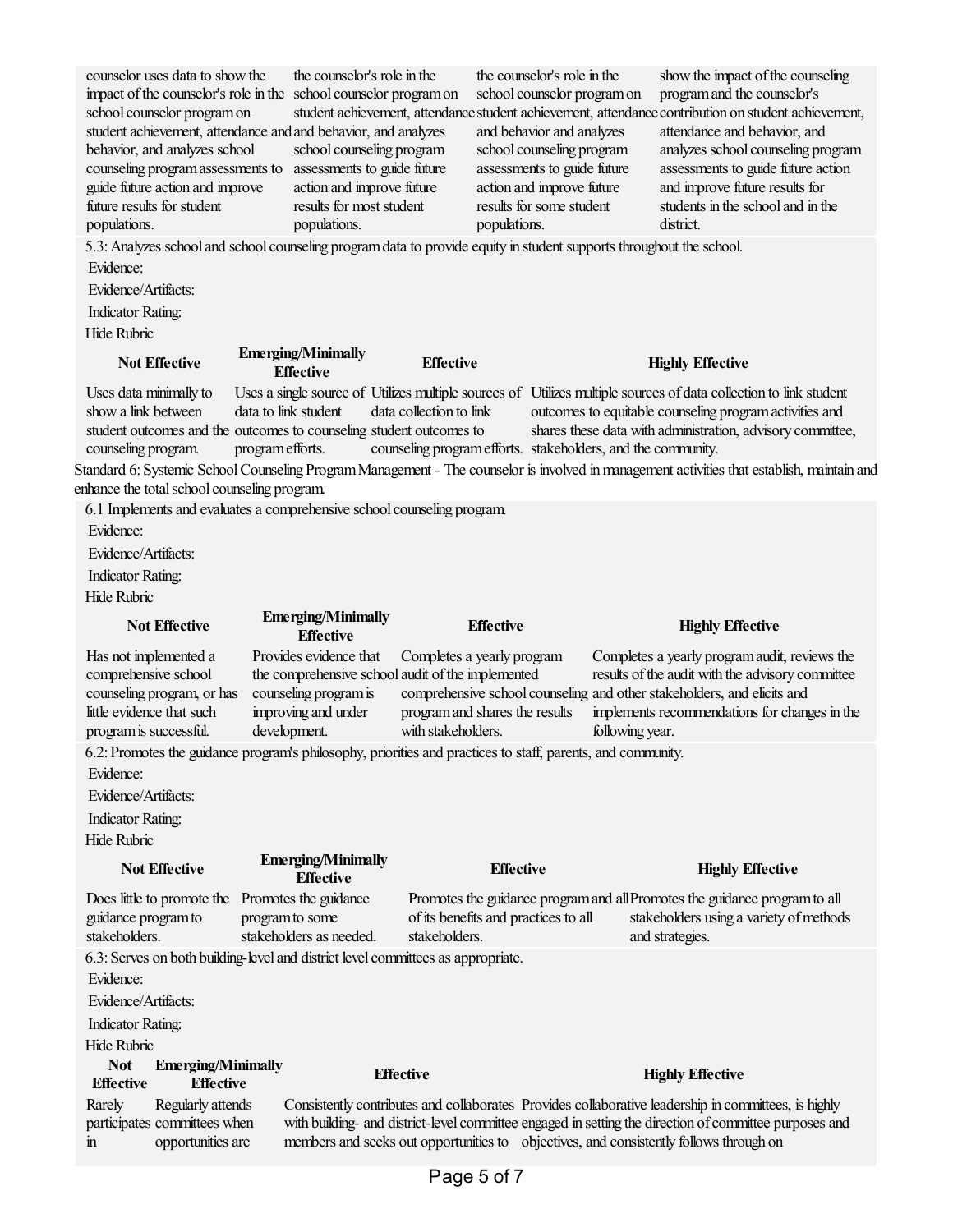| | | | |
|---|---|---|---|
| counselor uses data to show the impact of the counselor's role in the school counselor program on student achievement, attendance and behavior, and analyzes school counseling program assessments to guide future action and improve future results for student populations. | the counselor's role in the school counselor program on student achievement, attendance and behavior, and analyzes school counseling program assessments to guide future action and improve future results for most student populations. | the counselor's role in the school counselor program on student achievement, attendance and behavior and analyzes school counseling program assessments to guide future action and improve future results for some student populations. | show the impact of the counseling program and the counselor's contribution on student achievement, attendance and behavior, and analyzes school counseling program assessments to guide future action and improve future results for students in the school and in the district. |

5.3: Analyzes school and school counseling program data to provide equity in student supports throughout the school.

Evidence:

Evidence/Artifacts:

Indicator Rating:

Hide Rubric

| Not Effective | Emerging/Minimally Effective | Effective | Highly Effective |
|---|---|---|---|
| Uses data minimally to show a link between student outcomes and the counseling program. | Uses a single source of data to link student outcomes to counseling program efforts. | Utilizes multiple sources of data collection to link student outcomes to counseling program efforts. | Utilizes multiple sources of data collection to link student outcomes to equitable counseling program activities and shares these data with administration, advisory committee, stakeholders, and the community. |

Standard 6: Systemic School Counseling Program Management - The counselor is involved in management activities that establish, maintain and enhance the total school counseling program.

6.1 Implements and evaluates a comprehensive school counseling program.

Evidence:

Evidence/Artifacts:

Indicator Rating:

Hide Rubric

| Not Effective | Emerging/Minimally Effective | Effective | Highly Effective |
|---|---|---|---|
| Has not implemented a comprehensive school counseling program, or has little evidence that such program is successful. | Provides evidence that the comprehensive school counseling program is improving and under development. | Completes a yearly program audit of the implemented comprehensive school counseling program and shares the results with stakeholders. | Completes a yearly program audit, reviews the results of the audit with the advisory committee and other stakeholders, and elicits and implements recommendations for changes in the following year. |

6.2: Promotes the guidance program's philosophy, priorities and practices to staff, parents, and community.

Evidence:

Evidence/Artifacts:

Indicator Rating:

Hide Rubric

| Not Effective | Emerging/Minimally Effective | Effective | Highly Effective |
|---|---|---|---|
| Does little to promote the guidance program to stakeholders. | Promotes the guidance program to some stakeholders as needed. | Promotes the guidance program and all of its benefits and practices to all stakeholders. | Promotes the guidance program to all stakeholders using a variety of methods and strategies. |

6.3: Serves on both building-level and district level committees as appropriate.

Evidence:

Evidence/Artifacts:

Indicator Rating:

Hide Rubric

| Not Effective | Emerging/Minimally Effective | Effective | Highly Effective |
|---|---|---|---|
| Rarely participates in | Regularly attends committees when opportunities are | Consistently contributes and collaborates with building- and district-level committee members and seeks out opportunities to | Provides collaborative leadership in committees, is highly engaged in setting the direction of committee purposes and objectives, and consistently follows through on |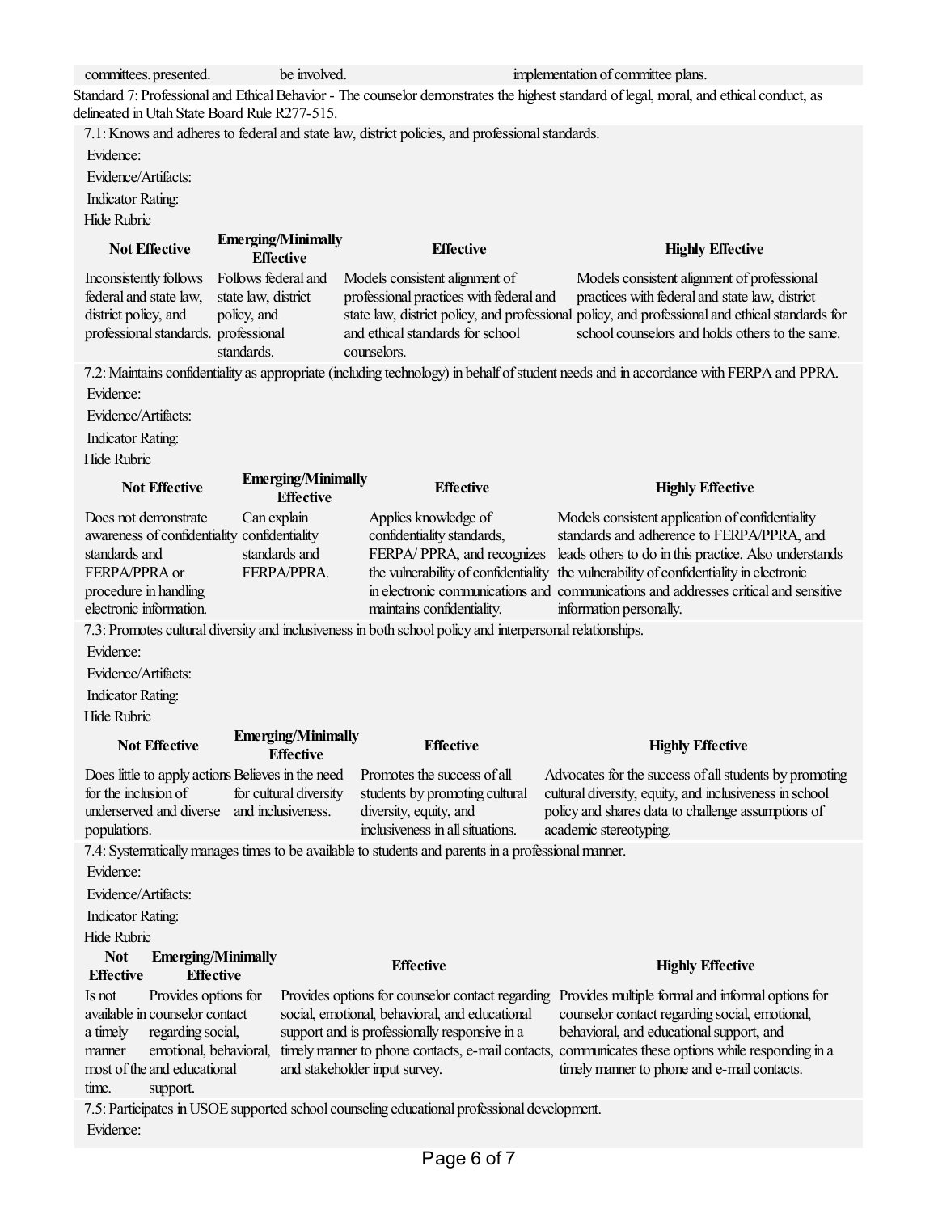| committees. presented. | be involved. | | implementation of committee plans. |
|---|---|---|---|

Standard 7: Professional and Ethical Behavior - The counselor demonstrates the highest standard of legal, moral, and ethical conduct, as delineated in Utah State Board Rule R277-515.

7.1: Knows and adheres to federal and state law, district policies, and professional standards.

Evidence:

Evidence/Artifacts:

Indicator Rating:

Hide Rubric

| Not Effective | Emerging/Minimally Effective | Effective | Highly Effective |
|---|---|---|---|
| Inconsistently follows federal and state law, district policy, and professional standards. | Follows federal and state law, district policy, and professional standards. | Models consistent alignment of professional practices with federal and state law, district policy, and professional and ethical standards for school counselors. | Models consistent alignment of professional practices with federal and state law, district policy, and professional and ethical standards for school counselors and holds others to the same. |

7.2: Maintains confidentiality as appropriate (including technology) in behalf of student needs and in accordance with FERPA and PPRA.

Evidence:

Evidence/Artifacts:

Indicator Rating:

Hide Rubric

| Not Effective | Emerging/Minimally Effective | Effective | Highly Effective |
|---|---|---|---|
| Does not demonstrate awareness of confidentiality standards and FERPA/PPRA or procedure in handling electronic information. | Can explain confidentiality standards and FERPA/PPRA. | Applies knowledge of confidentiality standards, FERPA/ PPRA, and recognizes the vulnerability of confidentiality in electronic communications and maintains confidentiality. | Models consistent application of confidentiality standards and adherence to FERPA/PPRA, and leads others to do in this practice. Also understands the vulnerability of confidentiality in electronic communications and addresses critical and sensitive information personally. |

7.3: Promotes cultural diversity and inclusiveness in both school policy and interpersonal relationships.

Evidence:

Evidence/Artifacts:

Indicator Rating:

Hide Rubric

| Not Effective | Emerging/Minimally Effective | Effective | Highly Effective |
|---|---|---|---|
| Does little to apply actions for the inclusion of underserved and diverse populations. | Believes in the need for cultural diversity and inclusiveness. | Promotes the success of all students by promoting cultural diversity, equity, and inclusiveness in all situations. | Advocates for the success of all students by promoting cultural diversity, equity, and inclusiveness in school policy and shares data to challenge assumptions of academic stereotyping. |

7.4: Systematically manages times to be available to students and parents in a professional manner.

Evidence:

Evidence/Artifacts:

Indicator Rating:

Hide Rubric

| Not Effective | Emerging/Minimally Effective | Effective | Highly Effective |
|---|---|---|---|
| Is not available in a timely manner most of the time. | Provides options for counselor contact regarding social, emotional, behavioral, and educational support. | Provides options for counselor contact regarding social, emotional, behavioral, and educational support and is professionally responsive in a timely manner to phone contacts, e-mail contacts, and stakeholder input survey. | Provides multiple formal and informal options for counselor contact regarding social, emotional, behavioral, and educational support, and communicates these options while responding in a timely manner to phone and e-mail contacts. |

7.5: Participates in USOE supported school counseling educational professional development.

Evidence: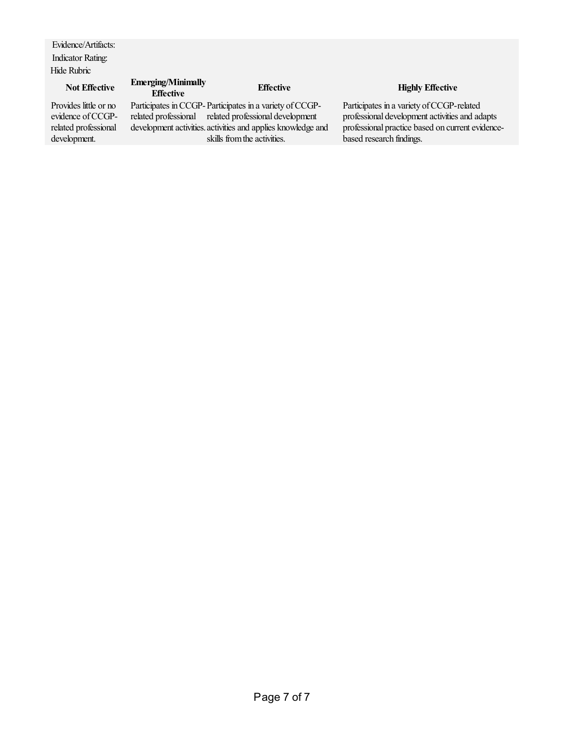Evidence/Artifacts:

Indicator Rating:

Hide Rubric

| Not Effective | Emerging/Minimally Effective | Effective | Highly Effective |
| --- | --- | --- | --- |
| Provides little or no evidence of CCGP-related professional development. | Participates in CCGP-related professional development activities. | Participates in a variety of CCGP-related professional development activities and applies knowledge and skills from the activities. | Participates in a variety of CCGP-related professional development activities and adapts professional practice based on current evidence-based research findings. |